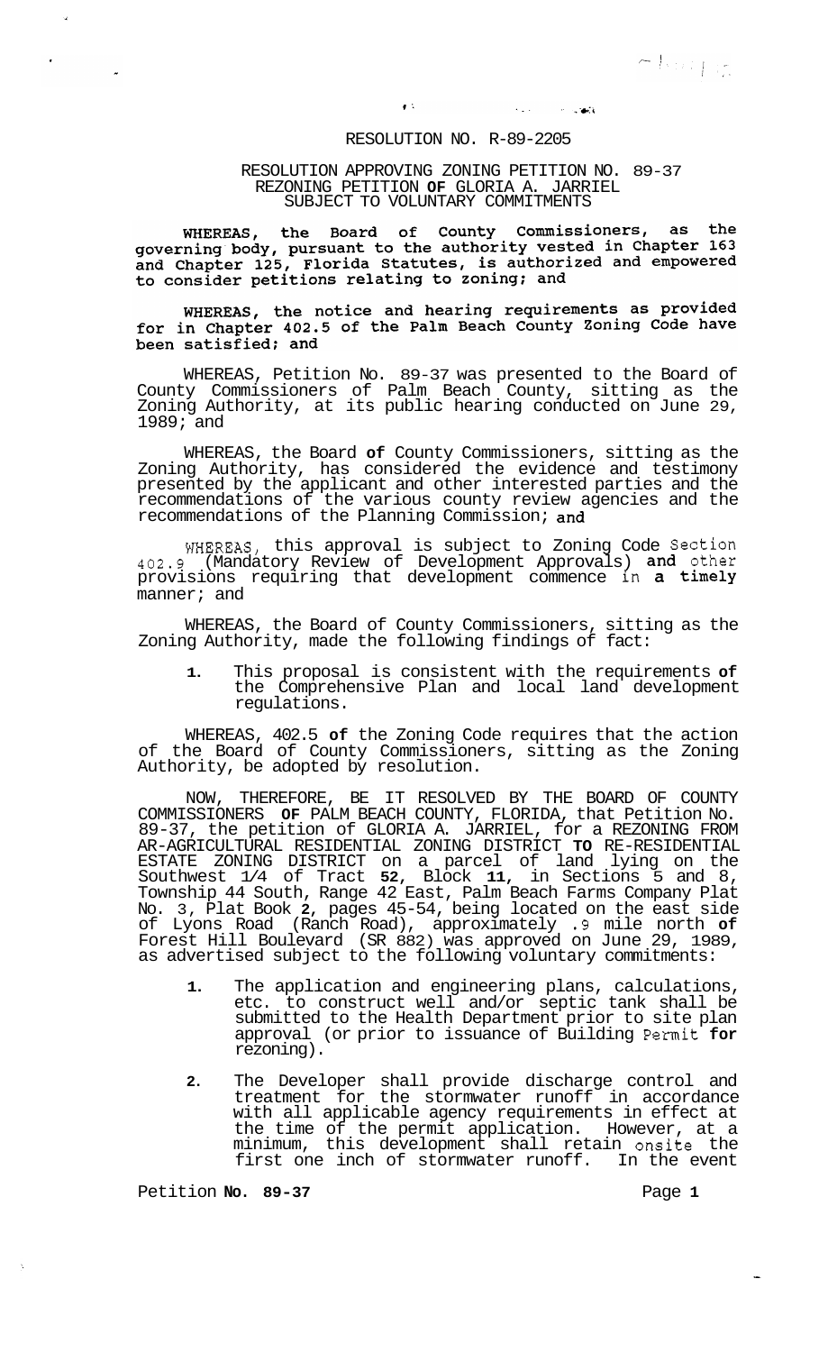# RESOLUTION NO. R-89-2205

## RESOLUTION APPROVING ZONING PETITION NO. 89-37 REZONING PETITION OF GLORIA A. JARRIEL SUBJECT TO VOLUNTARY COMMITMENTS

WHEREAS, the Board of County Commissioners, as the governing body, pursuant to the authority vested in Chapter 163 and Chapter 125, Florida Statutes, is authorized and empowered to consider petitions relating to zoning; and

WHEREAS, the notice and hearing requirements as provided for in Chapter 402.5 of the Palm Beach County Zoning Code have been satisfied; and

WHEREAS, Petition No. 89-37 was presented to the Board of County Commissioners of Palm Beach County, sitting as the Zoning Authority, at its public hearing conducted on June 29, 1989; and

WHEREAS, the Board of County Commissioners, sitting as the Zoning Authority, has considered the evidence and testimony presented by the applicant and other interested parties and the recommendations of the various county review agencies and the recommendations of the Planning Commission; and

WHEREAS, this approval is subject to Zoning Code Section 402.9 (Mandatory Review of Development Approvals) and other provisions requiring that development commence in a timely manner; and

WHEREAS, the Board of County Commissioners, sitting as the Zoning Authority, made the following findings of fact:

1. This proposal is consistent with the requirements of the Comprehensive Plan and local land development regulations.

WHEREAS, 402.5 of the Zoning Code requires that the action of the Board of County Commissioners, sitting as the Zoning Authority, be adopted by resolution.

NOW, THEREFORE, BE IT RESOLVED BY THE BOARD OF COUNTY COMMISSIONERS OF PALM BEACH COUNTY, FLORIDA, that Petition No. 89-37, the petition of GLORIA A. JARRIEL, for a REZONING FROM AR-AGRICULTURAL RESIDENTIAL ZONING DISTRICT TO RE-RESIDENTIAL ESTATE ZONING DISTRICT on a parcel of land lying on the Southwest 1/4 of Tract 52, Block 11, in Sections 5 and 8, Township 44 South, Range 42 East, Palm Beach Farms Company Plat No. 3, Plat Book 2, pages 45-54, being located on the east side of Lyons Road (Ranch Road), approximately .9 mile north of Forest Hill Boulevard (SR 882) was approved on June 29, 1989, as advertised subject to the following voluntary commitments:

1. The application and engineering plans, calculations, etc. to construct well and/or septic tank shall be submitted to the Health Department prior to site plan approval (or prior to issuance of Building Permit for rezoning).

2. The Developer shall provide discharge control and treatment for the stormwater runoff in accordance with all applicable agency requirements in effect at the time of the permit application. However, at a minimum, this development shall retain onsite the first one inch of stormwater runoff. In the event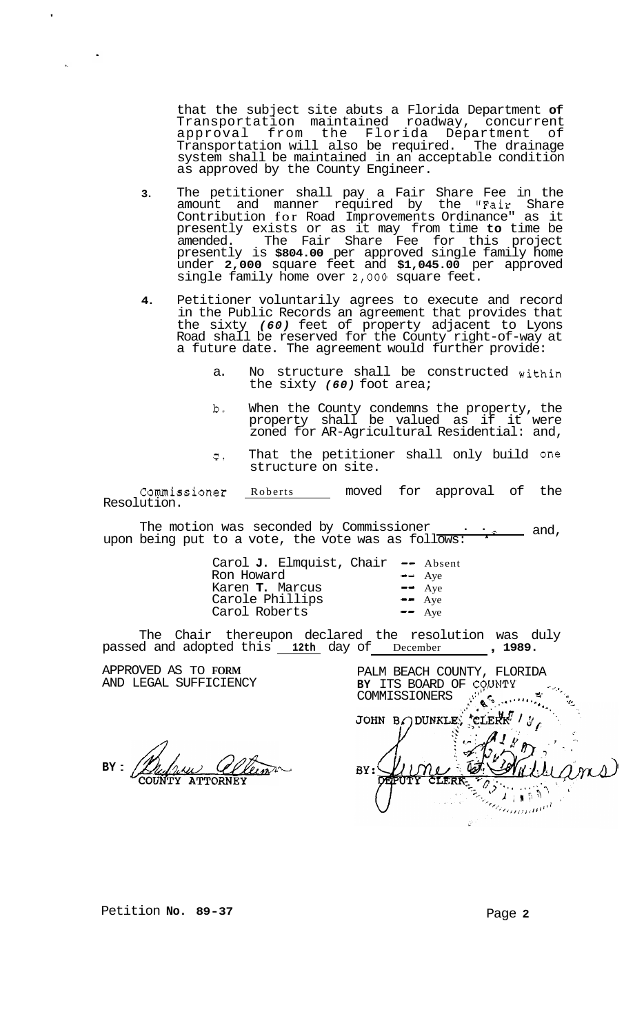that the subject site abuts a Florida Department of Transportation maintained roadway, concurrent approval from the Florida Department of Transportation will also be required. The drainage system shall be maintained in an acceptable condition as approved by the County Engineer.

3. The petitioner shall pay a Fair Share Fee in the amount and manner required by the "Fair Share Contribution for Road Improvements Ordinance" as it presently exists or as it may from time to time be amended. The Fair Share Fee for this project presently is **$804.00** per approved single family home under **2,000** square feet and **$1,045.00** per approved single family home over 2,000 square feet.

4. Petitioner voluntarily agrees to execute and record in the Public Records an agreement that provides that the sixty *(60)* feet of property adjacent to Lyons Road shall be reserved for the County right-of-way at a future date. The agreement would further provide:

   a. No structure shall be constructed within the sixty *(60)* foot area;

   b. When the County condemns the property, the property shall be valued as if it were zoned for AR-Agricultural Residential: and,

   c. That the petitioner shall only build one structure on site.

Commissioner Roberts moved for approval of the Resolution.

The motion was seconded by Commissioner ______ and, upon being put to a vote, the vote was as follows:

| | |
|---|---|
| Carol J. Elmquist, Chair | -- Absent |
| Ron Howard | -- Aye |
| Karen T. Marcus | -- Aye |
| Carole Phillips | -- Aye |
| Carol Roberts | -- Aye |

The Chair thereupon declared the resolution was duly passed and adopted this **12th** day of December **, 1989**.

APPROVED AS TO FORM AND LEGAL SUFFICIENCY

BY: COUNTY ATTORNEY

PALM BEACH COUNTY, FLORIDA BY ITS BOARD OF COUNTY COMMISSIONERS

JOHN B. DUNKLE, CLERK

BY: DEPUTY CLERK

Petition No. 89-37